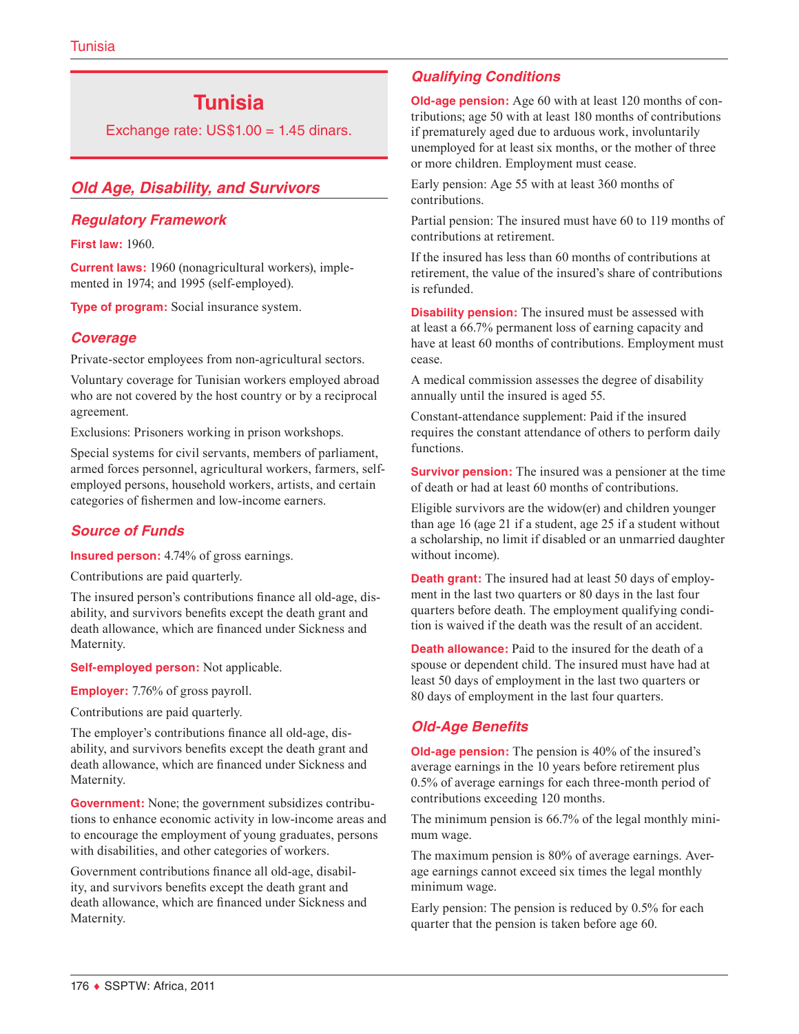# Tunisia

Exchange rate: US$1.00 = 1.45 dinars.

## Old Age, Disability, and Survivors

### Regulatory Framework

**First law:** 1960.

**Current laws:** 1960 (nonagricultural workers), implemented in 1974; and 1995 (self-employed).

**Type of program:** Social insurance system.

### Coverage

Private-sector employees from non-agricultural sectors.

Voluntary coverage for Tunisian workers employed abroad who are not covered by the host country or by a reciprocal agreement.

Exclusions: Prisoners working in prison workshops.

Special systems for civil servants, members of parliament, armed forces personnel, agricultural workers, farmers, self-employed persons, household workers, artists, and certain categories of fishermen and low-income earners.

### Source of Funds

**Insured person:** 4.74% of gross earnings.

Contributions are paid quarterly.

The insured person's contributions finance all old-age, disability, and survivors benefits except the death grant and death allowance, which are financed under Sickness and Maternity.

**Self-employed person:** Not applicable.

**Employer:** 7.76% of gross payroll.

Contributions are paid quarterly.

The employer's contributions finance all old-age, disability, and survivors benefits except the death grant and death allowance, which are financed under Sickness and Maternity.

**Government:** None; the government subsidizes contributions to enhance economic activity in low-income areas and to encourage the employment of young graduates, persons with disabilities, and other categories of workers.

Government contributions finance all old-age, disability, and survivors benefits except the death grant and death allowance, which are financed under Sickness and Maternity.

### Qualifying Conditions

**Old-age pension:** Age 60 with at least 120 months of contributions; age 50 with at least 180 months of contributions if prematurely aged due to arduous work, involuntarily unemployed for at least six months, or the mother of three or more children. Employment must cease.

Early pension: Age 55 with at least 360 months of contributions.

Partial pension: The insured must have 60 to 119 months of contributions at retirement.

If the insured has less than 60 months of contributions at retirement, the value of the insured's share of contributions is refunded.

**Disability pension:** The insured must be assessed with at least a 66.7% permanent loss of earning capacity and have at least 60 months of contributions. Employment must cease.

A medical commission assesses the degree of disability annually until the insured is aged 55.

Constant-attendance supplement: Paid if the insured requires the constant attendance of others to perform daily functions.

**Survivor pension:** The insured was a pensioner at the time of death or had at least 60 months of contributions.

Eligible survivors are the widow(er) and children younger than age 16 (age 21 if a student, age 25 if a student without a scholarship, no limit if disabled or an unmarried daughter without income).

**Death grant:** The insured had at least 50 days of employment in the last two quarters or 80 days in the last four quarters before death. The employment qualifying condition is waived if the death was the result of an accident.

**Death allowance:** Paid to the insured for the death of a spouse or dependent child. The insured must have had at least 50 days of employment in the last two quarters or 80 days of employment in the last four quarters.

### Old-Age Benefits

**Old-age pension:** The pension is 40% of the insured's average earnings in the 10 years before retirement plus 0.5% of average earnings for each three-month period of contributions exceeding 120 months.

The minimum pension is 66.7% of the legal monthly minimum wage.

The maximum pension is 80% of average earnings. Average earnings cannot exceed six times the legal monthly minimum wage.

Early pension: The pension is reduced by 0.5% for each quarter that the pension is taken before age 60.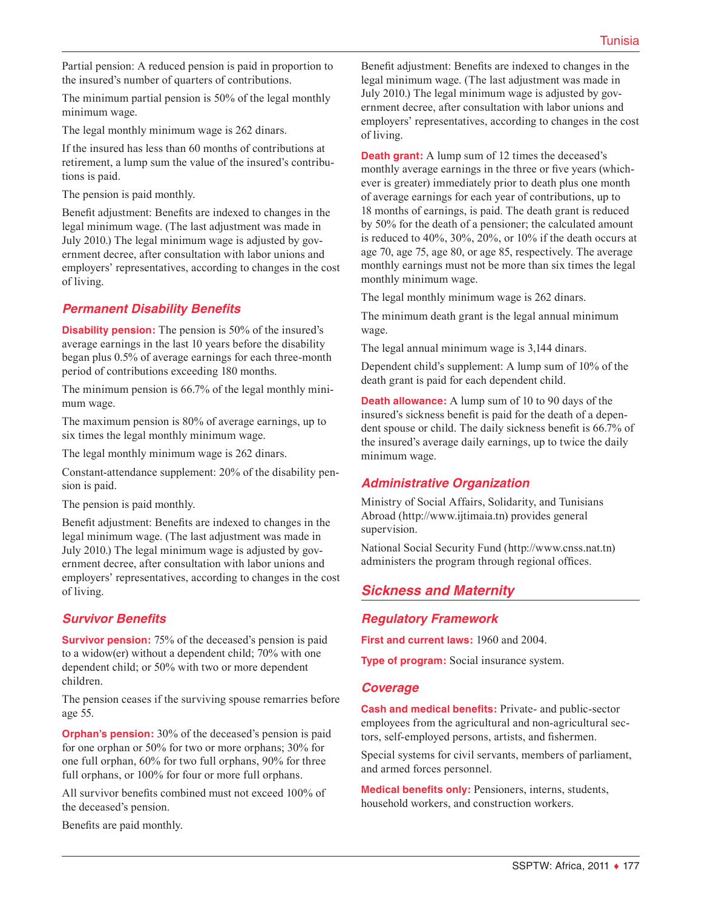Partial pension: A reduced pension is paid in proportion to the insured's number of quarters of contributions.

The minimum partial pension is 50% of the legal monthly minimum wage.

The legal monthly minimum wage is 262 dinars.

If the insured has less than 60 months of contributions at retirement, a lump sum the value of the insured's contributions is paid.

The pension is paid monthly.

Benefit adjustment: Benefits are indexed to changes in the legal minimum wage. (The last adjustment was made in July 2010.) The legal minimum wage is adjusted by government decree, after consultation with labor unions and employers' representatives, according to changes in the cost of living.

### Permanent Disability Benefits

**Disability pension:** The pension is 50% of the insured's average earnings in the last 10 years before the disability began plus 0.5% of average earnings for each three-month period of contributions exceeding 180 months.

The minimum pension is 66.7% of the legal monthly minimum wage.

The maximum pension is 80% of average earnings, up to six times the legal monthly minimum wage.

The legal monthly minimum wage is 262 dinars.

Constant-attendance supplement: 20% of the disability pension is paid.

The pension is paid monthly.

Benefit adjustment: Benefits are indexed to changes in the legal minimum wage. (The last adjustment was made in July 2010.) The legal minimum wage is adjusted by government decree, after consultation with labor unions and employers' representatives, according to changes in the cost of living.

### Survivor Benefits

**Survivor pension:** 75% of the deceased's pension is paid to a widow(er) without a dependent child; 70% with one dependent child; or 50% with two or more dependent children.

The pension ceases if the surviving spouse remarries before age 55.

**Orphan's pension:** 30% of the deceased's pension is paid for one orphan or 50% for two or more orphans; 30% for one full orphan, 60% for two full orphans, 90% for three full orphans, or 100% for four or more full orphans.

All survivor benefits combined must not exceed 100% of the deceased's pension.

Benefits are paid monthly.

Benefit adjustment: Benefits are indexed to changes in the legal minimum wage. (The last adjustment was made in July 2010.) The legal minimum wage is adjusted by government decree, after consultation with labor unions and employers' representatives, according to changes in the cost of living.

**Death grant:** A lump sum of 12 times the deceased's monthly average earnings in the three or five years (whichever is greater) immediately prior to death plus one month of average earnings for each year of contributions, up to 18 months of earnings, is paid. The death grant is reduced by 50% for the death of a pensioner; the calculated amount is reduced to 40%, 30%, 20%, or 10% if the death occurs at age 70, age 75, age 80, or age 85, respectively. The average monthly earnings must not be more than six times the legal monthly minimum wage.

The legal monthly minimum wage is 262 dinars.

The minimum death grant is the legal annual minimum wage.

The legal annual minimum wage is 3,144 dinars.

Dependent child's supplement: A lump sum of 10% of the death grant is paid for each dependent child.

**Death allowance:** A lump sum of 10 to 90 days of the insured's sickness benefit is paid for the death of a dependent spouse or child. The daily sickness benefit is 66.7% of the insured's average daily earnings, up to twice the daily minimum wage.

### Administrative Organization

Ministry of Social Affairs, Solidarity, and Tunisians Abroad (http://www.ijtimaia.tn) provides general supervision.

National Social Security Fund (http://www.cnss.nat.tn) administers the program through regional offices.

## Sickness and Maternity

### Regulatory Framework

**First and current laws:** 1960 and 2004.

**Type of program:** Social insurance system.

### Coverage

**Cash and medical benefits:** Private- and public-sector employees from the agricultural and non-agricultural sectors, self-employed persons, artists, and fishermen.

Special systems for civil servants, members of parliament, and armed forces personnel.

**Medical benefits only:** Pensioners, interns, students, household workers, and construction workers.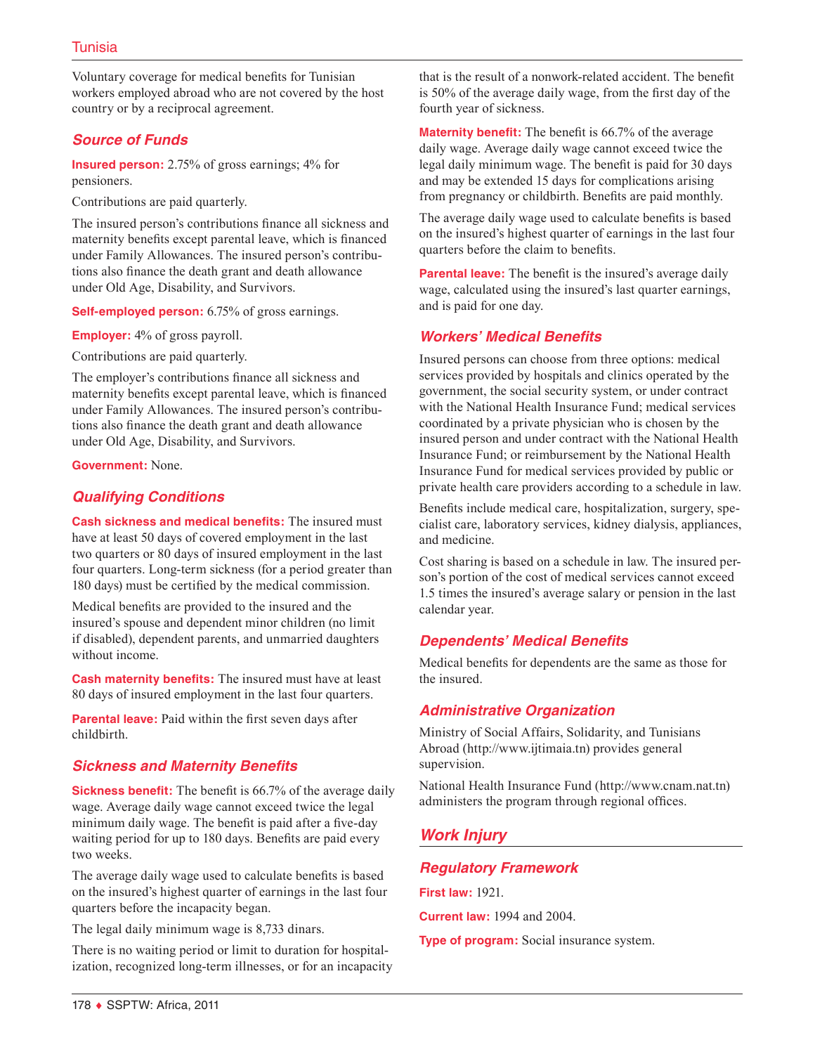Voluntary coverage for medical benefits for Tunisian workers employed abroad who are not covered by the host country or by a reciprocal agreement.

### Source of Funds

**Insured person:** 2.75% of gross earnings; 4% for pensioners.

Contributions are paid quarterly.

The insured person's contributions finance all sickness and maternity benefits except parental leave, which is financed under Family Allowances. The insured person's contributions also finance the death grant and death allowance under Old Age, Disability, and Survivors.

**Self-employed person:** 6.75% of gross earnings.

**Employer:** 4% of gross payroll.

Contributions are paid quarterly.

The employer's contributions finance all sickness and maternity benefits except parental leave, which is financed under Family Allowances. The insured person's contributions also finance the death grant and death allowance under Old Age, Disability, and Survivors.

**Government:** None.

### Qualifying Conditions

**Cash sickness and medical benefits:** The insured must have at least 50 days of covered employment in the last two quarters or 80 days of insured employment in the last four quarters. Long-term sickness (for a period greater than 180 days) must be certified by the medical commission.

Medical benefits are provided to the insured and the insured's spouse and dependent minor children (no limit if disabled), dependent parents, and unmarried daughters without income.

**Cash maternity benefits:** The insured must have at least 80 days of insured employment in the last four quarters.

**Parental leave:** Paid within the first seven days after childbirth.

### Sickness and Maternity Benefits

**Sickness benefit:** The benefit is 66.7% of the average daily wage. Average daily wage cannot exceed twice the legal minimum daily wage. The benefit is paid after a five-day waiting period for up to 180 days. Benefits are paid every two weeks.

The average daily wage used to calculate benefits is based on the insured's highest quarter of earnings in the last four quarters before the incapacity began.

The legal daily minimum wage is 8,733 dinars.

There is no waiting period or limit to duration for hospitalization, recognized long-term illnesses, or for an incapacity that is the result of a nonwork-related accident. The benefit is 50% of the average daily wage, from the first day of the fourth year of sickness.

**Maternity benefit:** The benefit is 66.7% of the average daily wage. Average daily wage cannot exceed twice the legal daily minimum wage. The benefit is paid for 30 days and may be extended 15 days for complications arising from pregnancy or childbirth. Benefits are paid monthly.

The average daily wage used to calculate benefits is based on the insured's highest quarter of earnings in the last four quarters before the claim to benefits.

**Parental leave:** The benefit is the insured's average daily wage, calculated using the insured's last quarter earnings, and is paid for one day.

### Workers' Medical Benefits

Insured persons can choose from three options: medical services provided by hospitals and clinics operated by the government, the social security system, or under contract with the National Health Insurance Fund; medical services coordinated by a private physician who is chosen by the insured person and under contract with the National Health Insurance Fund; or reimbursement by the National Health Insurance Fund for medical services provided by public or private health care providers according to a schedule in law.

Benefits include medical care, hospitalization, surgery, specialist care, laboratory services, kidney dialysis, appliances, and medicine.

Cost sharing is based on a schedule in law. The insured person's portion of the cost of medical services cannot exceed 1.5 times the insured's average salary or pension in the last calendar year.

### Dependents' Medical Benefits

Medical benefits for dependents are the same as those for the insured.

### Administrative Organization

Ministry of Social Affairs, Solidarity, and Tunisians Abroad (http://www.ijtimaia.tn) provides general supervision.

National Health Insurance Fund (http://www.cnam.nat.tn) administers the program through regional offices.

## Work Injury

### Regulatory Framework

**First law:** 1921.

**Current law:** 1994 and 2004.

**Type of program:** Social insurance system.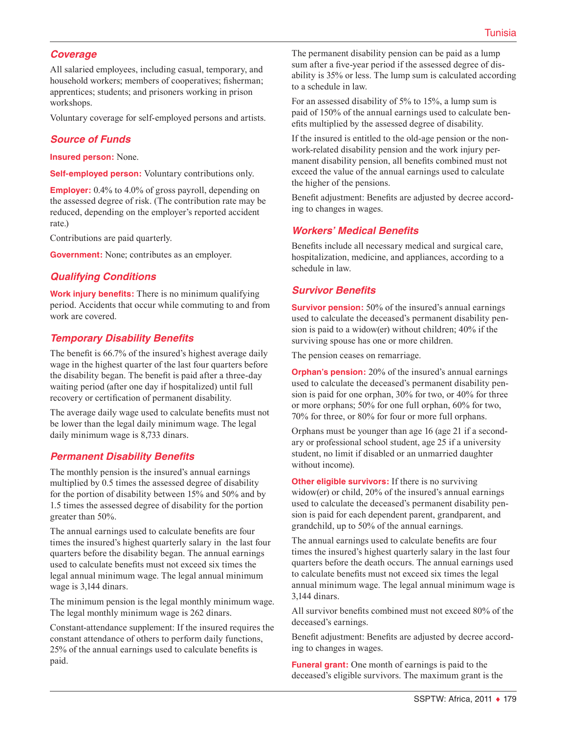## Coverage

All salaried employees, including casual, temporary, and household workers; members of cooperatives; fisherman; apprentices; students; and prisoners working in prison workshops.

Voluntary coverage for self-employed persons and artists.

## Source of Funds

**Insured person:** None.

**Self-employed person:** Voluntary contributions only.

**Employer:** 0.4% to 4.0% of gross payroll, depending on the assessed degree of risk. (The contribution rate may be reduced, depending on the employer's reported accident rate.)

Contributions are paid quarterly.

**Government:** None; contributes as an employer.

## Qualifying Conditions

**Work injury benefits:** There is no minimum qualifying period. Accidents that occur while commuting to and from work are covered.

## Temporary Disability Benefits

The benefit is 66.7% of the insured's highest average daily wage in the highest quarter of the last four quarters before the disability began. The benefit is paid after a three-day waiting period (after one day if hospitalized) until full recovery or certification of permanent disability.

The average daily wage used to calculate benefits must not be lower than the legal daily minimum wage. The legal daily minimum wage is 8,733 dinars.

## Permanent Disability Benefits

The monthly pension is the insured's annual earnings multiplied by 0.5 times the assessed degree of disability for the portion of disability between 15% and 50% and by 1.5 times the assessed degree of disability for the portion greater than 50%.

The annual earnings used to calculate benefits are four times the insured's highest quarterly salary in the last four quarters before the disability began. The annual earnings used to calculate benefits must not exceed six times the legal annual minimum wage. The legal annual minimum wage is 3,144 dinars.

The minimum pension is the legal monthly minimum wage. The legal monthly minimum wage is 262 dinars.

Constant-attendance supplement: If the insured requires the constant attendance of others to perform daily functions, 25% of the annual earnings used to calculate benefits is paid.

The permanent disability pension can be paid as a lump sum after a five-year period if the assessed degree of disability is 35% or less. The lump sum is calculated according to a schedule in law.

For an assessed disability of 5% to 15%, a lump sum is paid of 150% of the annual earnings used to calculate benefits multiplied by the assessed degree of disability.

If the insured is entitled to the old-age pension or the non-work-related disability pension and the work injury permanent disability pension, all benefits combined must not exceed the value of the annual earnings used to calculate the higher of the pensions.

Benefit adjustment: Benefits are adjusted by decree according to changes in wages.

## Workers' Medical Benefits

Benefits include all necessary medical and surgical care, hospitalization, medicine, and appliances, according to a schedule in law.

## Survivor Benefits

**Survivor pension:** 50% of the insured's annual earnings used to calculate the deceased's permanent disability pension is paid to a widow(er) without children; 40% if the surviving spouse has one or more children.

The pension ceases on remarriage.

**Orphan's pension:** 20% of the insured's annual earnings used to calculate the deceased's permanent disability pension is paid for one orphan, 30% for two, or 40% for three or more orphans; 50% for one full orphan, 60% for two, 70% for three, or 80% for four or more full orphans.

Orphans must be younger than age 16 (age 21 if a secondary or professional school student, age 25 if a university student, no limit if disabled or an unmarried daughter without income).

**Other eligible survivors:** If there is no surviving widow(er) or child, 20% of the insured's annual earnings used to calculate the deceased's permanent disability pension is paid for each dependent parent, grandparent, and grandchild, up to 50% of the annual earnings.

The annual earnings used to calculate benefits are four times the insured's highest quarterly salary in the last four quarters before the death occurs. The annual earnings used to calculate benefits must not exceed six times the legal annual minimum wage. The legal annual minimum wage is 3,144 dinars.

All survivor benefits combined must not exceed 80% of the deceased's earnings.

Benefit adjustment: Benefits are adjusted by decree according to changes in wages.

**Funeral grant:** One month of earnings is paid to the deceased's eligible survivors. The maximum grant is the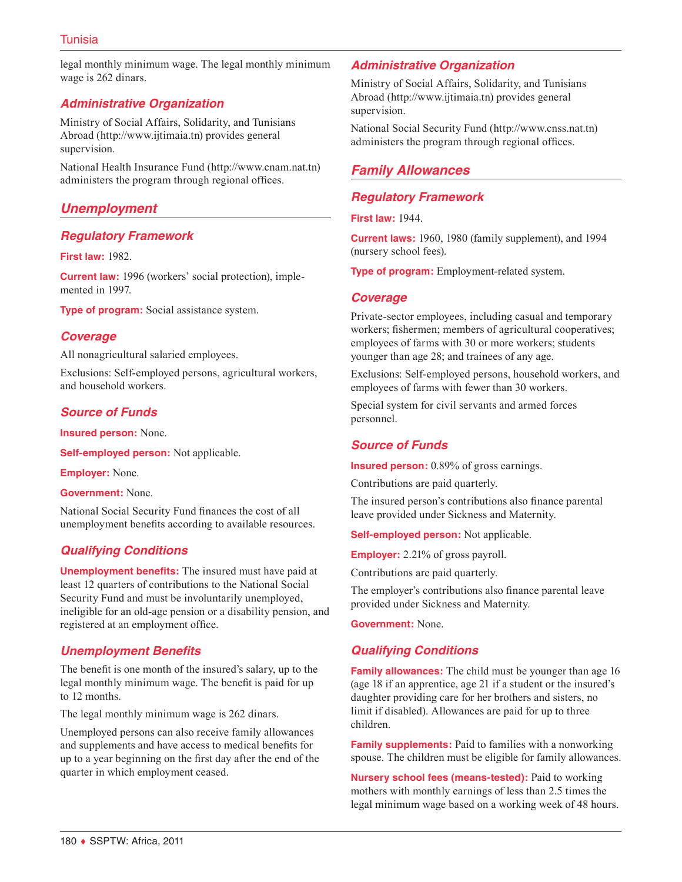legal monthly minimum wage. The legal monthly minimum wage is 262 dinars.

### Administrative Organization

Ministry of Social Affairs, Solidarity, and Tunisians Abroad (http://www.ijtimaia.tn) provides general supervision.

National Health Insurance Fund (http://www.cnam.nat.tn) administers the program through regional offices.

## Unemployment

### Regulatory Framework

**First law:** 1982.

**Current law:** 1996 (workers' social protection), implemented in 1997.

**Type of program:** Social assistance system.

### Coverage

All nonagricultural salaried employees.

Exclusions: Self-employed persons, agricultural workers, and household workers.

### Source of Funds

**Insured person:** None.

**Self-employed person:** Not applicable.

**Employer:** None.

**Government:** None.

National Social Security Fund finances the cost of all unemployment benefits according to available resources.

### Qualifying Conditions

**Unemployment benefits:** The insured must have paid at least 12 quarters of contributions to the National Social Security Fund and must be involuntarily unemployed, ineligible for an old-age pension or a disability pension, and registered at an employment office.

### Unemployment Benefits

The benefit is one month of the insured's salary, up to the legal monthly minimum wage. The benefit is paid for up to 12 months.

The legal monthly minimum wage is 262 dinars.

Unemployed persons can also receive family allowances and supplements and have access to medical benefits for up to a year beginning on the first day after the end of the quarter in which employment ceased.

### Administrative Organization

Ministry of Social Affairs, Solidarity, and Tunisians Abroad (http://www.ijtimaia.tn) provides general supervision.

National Social Security Fund (http://www.cnss.nat.tn) administers the program through regional offices.

## Family Allowances

### Regulatory Framework

**First law:** 1944.

**Current laws:** 1960, 1980 (family supplement), and 1994 (nursery school fees).

**Type of program:** Employment-related system.

### Coverage

Private-sector employees, including casual and temporary workers; fishermen; members of agricultural cooperatives; employees of farms with 30 or more workers; students younger than age 28; and trainees of any age.

Exclusions: Self-employed persons, household workers, and employees of farms with fewer than 30 workers.

Special system for civil servants and armed forces personnel.

### Source of Funds

**Insured person:** 0.89% of gross earnings.

Contributions are paid quarterly.

The insured person's contributions also finance parental leave provided under Sickness and Maternity.

**Self-employed person:** Not applicable.

**Employer:** 2.21% of gross payroll.

Contributions are paid quarterly.

The employer's contributions also finance parental leave provided under Sickness and Maternity.

**Government:** None.

### Qualifying Conditions

**Family allowances:** The child must be younger than age 16 (age 18 if an apprentice, age 21 if a student or the insured's daughter providing care for her brothers and sisters, no limit if disabled). Allowances are paid for up to three children.

**Family supplements:** Paid to families with a nonworking spouse. The children must be eligible for family allowances.

**Nursery school fees (means-tested):** Paid to working mothers with monthly earnings of less than 2.5 times the legal minimum wage based on a working week of 48 hours.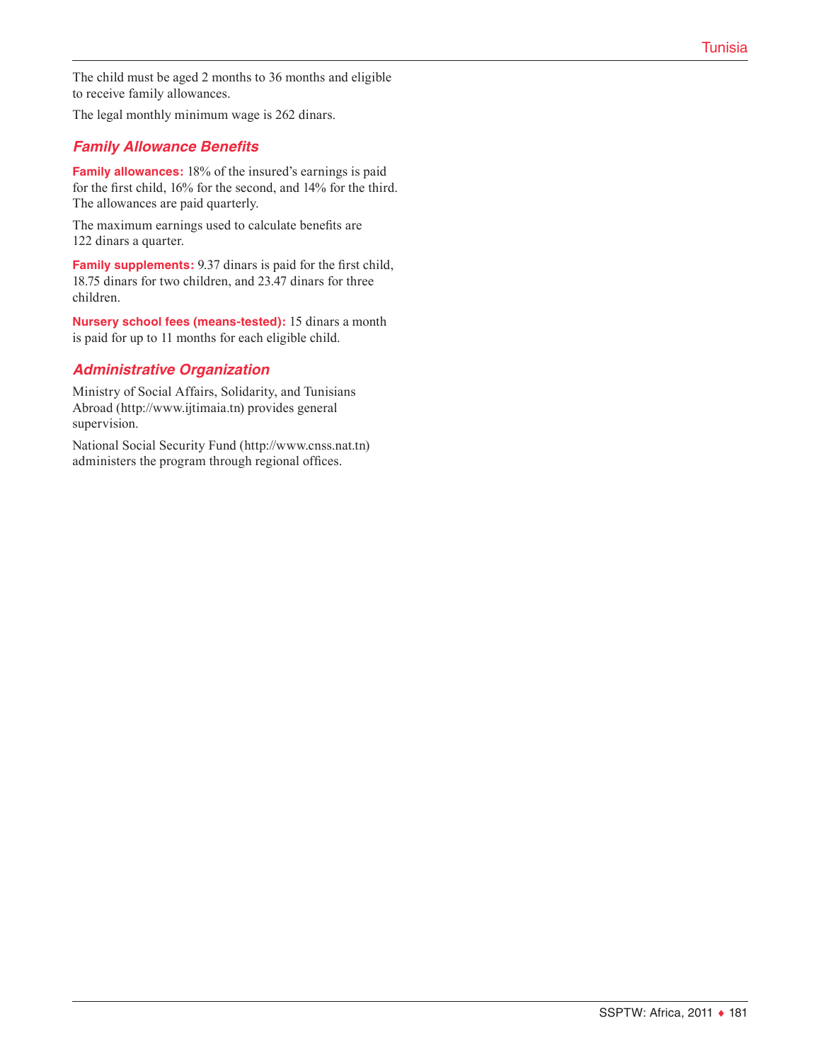The child must be aged 2 months to 36 months and eligible to receive family allowances.

The legal monthly minimum wage is 262 dinars.

### Family Allowance Benefits

**Family allowances:** 18% of the insured's earnings is paid for the first child, 16% for the second, and 14% for the third. The allowances are paid quarterly.

The maximum earnings used to calculate benefits are 122 dinars a quarter.

**Family supplements:** 9.37 dinars is paid for the first child, 18.75 dinars for two children, and 23.47 dinars for three children.

**Nursery school fees (means-tested):** 15 dinars a month is paid for up to 11 months for each eligible child.

### Administrative Organization

Ministry of Social Affairs, Solidarity, and Tunisians Abroad (http://www.ijtimaia.tn) provides general supervision.

National Social Security Fund (http://www.cnss.nat.tn) administers the program through regional offices.